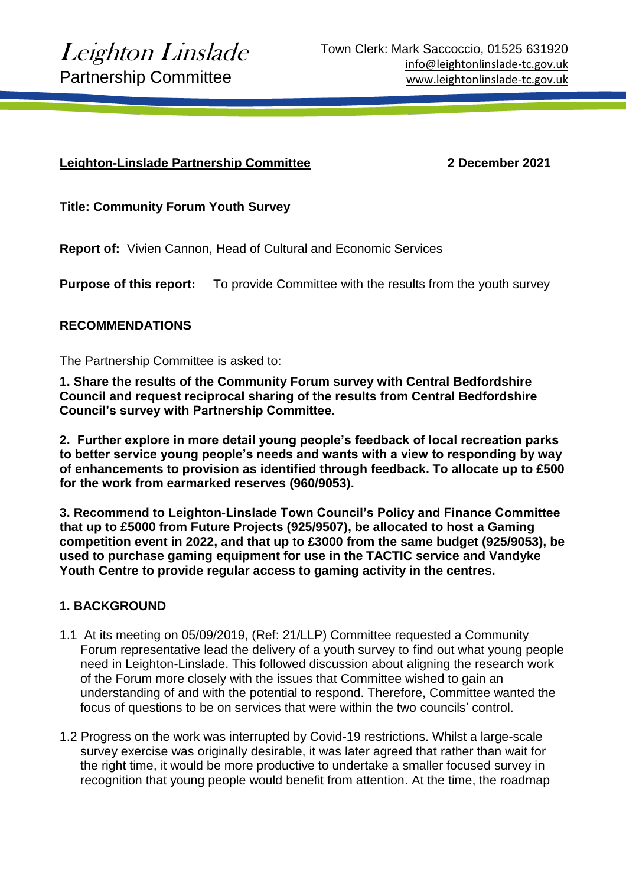# Leighton Linslade
Partnership Committee

Town Clerk: Mark Saccoccio, 01525 631920
info@leightonlinslade-tc.gov.uk
www.leightonlinslade-tc.gov.uk

**Leighton-Linslade Partnership Committee** **2 December 2021**

**Title: Community Forum Youth Survey**

**Report of:** Vivien Cannon, Head of Cultural and Economic Services

**Purpose of this report:** To provide Committee with the results from the youth survey

## RECOMMENDATIONS

The Partnership Committee is asked to:

**1. Share the results of the Community Forum survey with Central Bedfordshire Council and request reciprocal sharing of the results from Central Bedfordshire Council's survey with Partnership Committee.**

**2. Further explore in more detail young people's feedback of local recreation parks to better service young people's needs and wants with a view to responding by way of enhancements to provision as identified through feedback. To allocate up to £500 for the work from earmarked reserves (960/9053).**

**3. Recommend to Leighton-Linslade Town Council's Policy and Finance Committee that up to £5000 from Future Projects (925/9507), be allocated to host a Gaming competition event in 2022, and that up to £3000 from the same budget (925/9053), be used to purchase gaming equipment for use in the TACTIC service and Vandyke Youth Centre to provide regular access to gaming activity in the centres.**

## 1. BACKGROUND

1.1 At its meeting on 05/09/2019, (Ref: 21/LLP) Committee requested a Community Forum representative lead the delivery of a youth survey to find out what young people need in Leighton-Linslade. This followed discussion about aligning the research work of the Forum more closely with the issues that Committee wished to gain an understanding of and with the potential to respond. Therefore, Committee wanted the focus of questions to be on services that were within the two councils' control.

1.2 Progress on the work was interrupted by Covid-19 restrictions. Whilst a large-scale survey exercise was originally desirable, it was later agreed that rather than wait for the right time, it would be more productive to undertake a smaller focused survey in recognition that young people would benefit from attention. At the time, the roadmap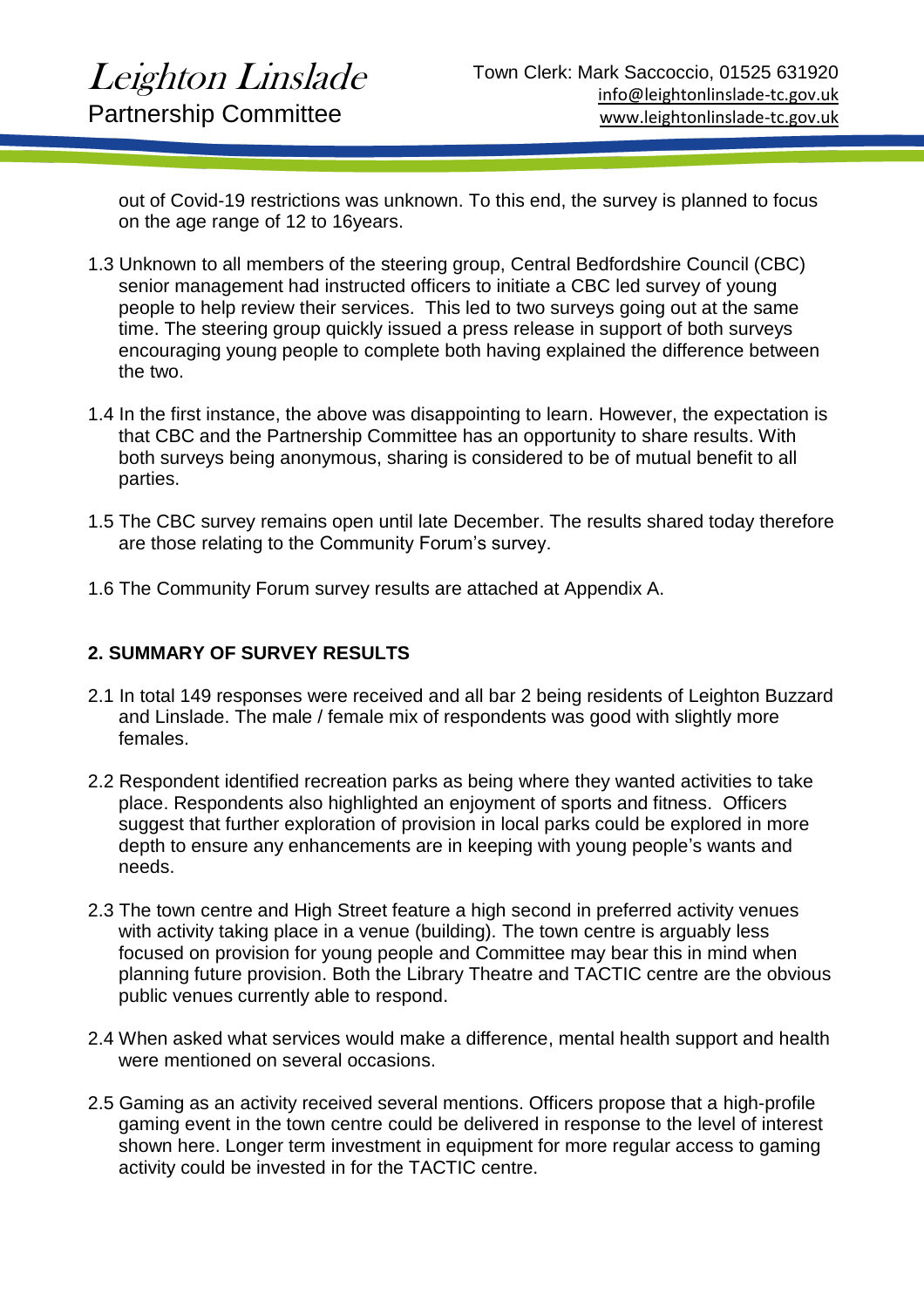out of Covid-19 restrictions was unknown. To this end, the survey is planned to focus on the age range of 12 to 16years.

1.3 Unknown to all members of the steering group, Central Bedfordshire Council (CBC) senior management had instructed officers to initiate a CBC led survey of young people to help review their services. This led to two surveys going out at the same time. The steering group quickly issued a press release in support of both surveys encouraging young people to complete both having explained the difference between the two.

1.4 In the first instance, the above was disappointing to learn. However, the expectation is that CBC and the Partnership Committee has an opportunity to share results. With both surveys being anonymous, sharing is considered to be of mutual benefit to all parties.

1.5 The CBC survey remains open until late December. The results shared today therefore are those relating to the Community Forum's survey.

1.6 The Community Forum survey results are attached at Appendix A.

## 2. SUMMARY OF SURVEY RESULTS

2.1 In total 149 responses were received and all bar 2 being residents of Leighton Buzzard and Linslade. The male / female mix of respondents was good with slightly more females.

2.2 Respondent identified recreation parks as being where they wanted activities to take place. Respondents also highlighted an enjoyment of sports and fitness. Officers suggest that further exploration of provision in local parks could be explored in more depth to ensure any enhancements are in keeping with young people's wants and needs.

2.3 The town centre and High Street feature a high second in preferred activity venues with activity taking place in a venue (building). The town centre is arguably less focused on provision for young people and Committee may bear this in mind when planning future provision. Both the Library Theatre and TACTIC centre are the obvious public venues currently able to respond.

2.4 When asked what services would make a difference, mental health support and health were mentioned on several occasions.

2.5 Gaming as an activity received several mentions. Officers propose that a high-profile gaming event in the town centre could be delivered in response to the level of interest shown here. Longer term investment in equipment for more regular access to gaming activity could be invested in for the TACTIC centre.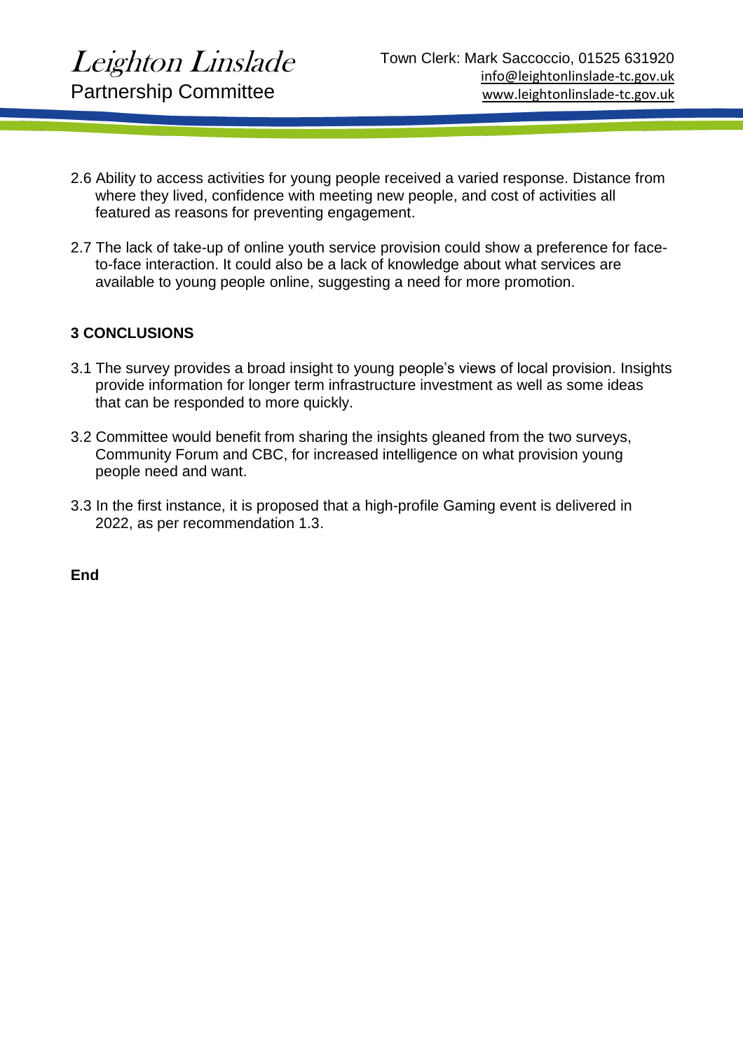2.6 Ability to access activities for young people received a varied response. Distance from where they lived, confidence with meeting new people, and cost of activities all featured as reasons for preventing engagement.

2.7 The lack of take-up of online youth service provision could show a preference for face-to-face interaction. It could also be a lack of knowledge about what services are available to young people online, suggesting a need for more promotion.

## 3 CONCLUSIONS

3.1 The survey provides a broad insight to young people's views of local provision. Insights provide information for longer term infrastructure investment as well as some ideas that can be responded to more quickly.

3.2 Committee would benefit from sharing the insights gleaned from the two surveys, Community Forum and CBC, for increased intelligence on what provision young people need and want.

3.3 In the first instance, it is proposed that a high-profile Gaming event is delivered in 2022, as per recommendation 1.3.

**End**